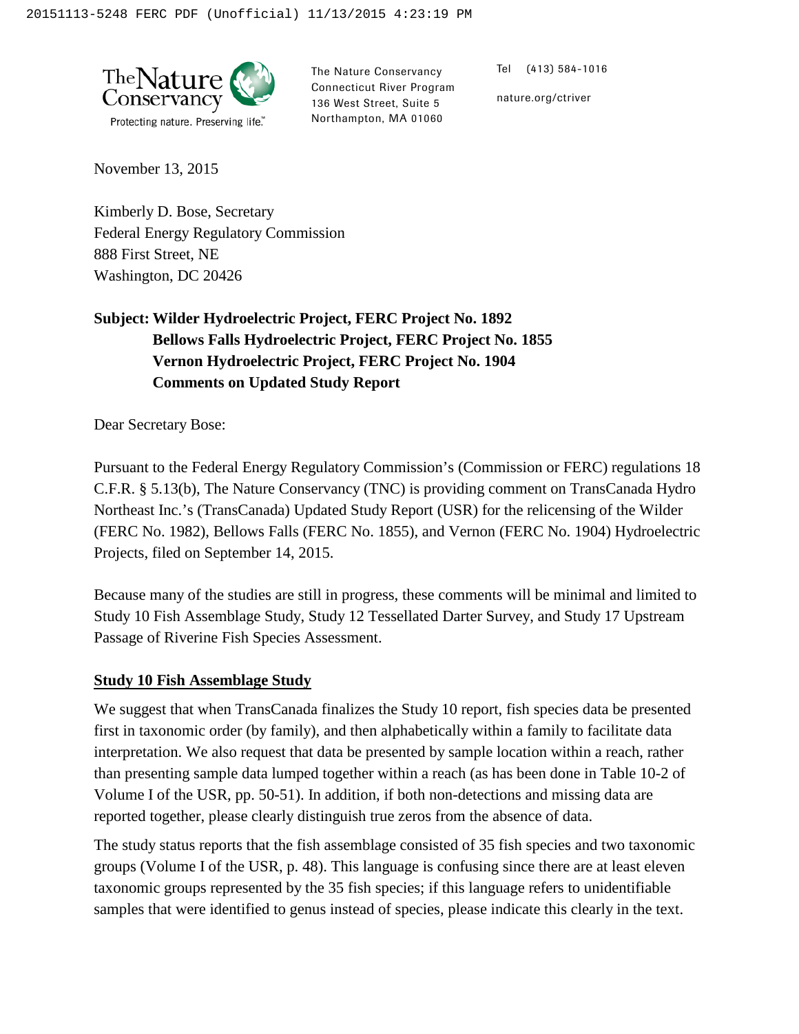The Nature Conservancy
Protecting nature. Preserving life.™

The Nature Conservancy
Connecticut River Program
136 West Street, Suite 5
Northampton, MA 01060

Tel (413) 584-1016

nature.org/ctriver

November 13, 2015

Kimberly D. Bose, Secretary
Federal Energy Regulatory Commission
888 First Street, NE
Washington, DC 20426

**Subject: Wilder Hydroelectric Project, FERC Project No. 1892**
**Bellows Falls Hydroelectric Project, FERC Project No. 1855**
**Vernon Hydroelectric Project, FERC Project No. 1904**
**Comments on Updated Study Report**

Dear Secretary Bose:

Pursuant to the Federal Energy Regulatory Commission's (Commission or FERC) regulations 18 C.F.R. § 5.13(b), The Nature Conservancy (TNC) is providing comment on TransCanada Hydro Northeast Inc.'s (TransCanada) Updated Study Report (USR) for the relicensing of the Wilder (FERC No. 1982), Bellows Falls (FERC No. 1855), and Vernon (FERC No. 1904) Hydroelectric Projects, filed on September 14, 2015.

Because many of the studies are still in progress, these comments will be minimal and limited to Study 10 Fish Assemblage Study, Study 12 Tessellated Darter Survey, and Study 17 Upstream Passage of Riverine Fish Species Assessment.

## Study 10 Fish Assemblage Study

We suggest that when TransCanada finalizes the Study 10 report, fish species data be presented first in taxonomic order (by family), and then alphabetically within a family to facilitate data interpretation. We also request that data be presented by sample location within a reach, rather than presenting sample data lumped together within a reach (as has been done in Table 10-2 of Volume I of the USR, pp. 50-51). In addition, if both non-detections and missing data are reported together, please clearly distinguish true zeros from the absence of data.

The study status reports that the fish assemblage consisted of 35 fish species and two taxonomic groups (Volume I of the USR, p. 48). This language is confusing since there are at least eleven taxonomic groups represented by the 35 fish species; if this language refers to unidentifiable samples that were identified to genus instead of species, please indicate this clearly in the text.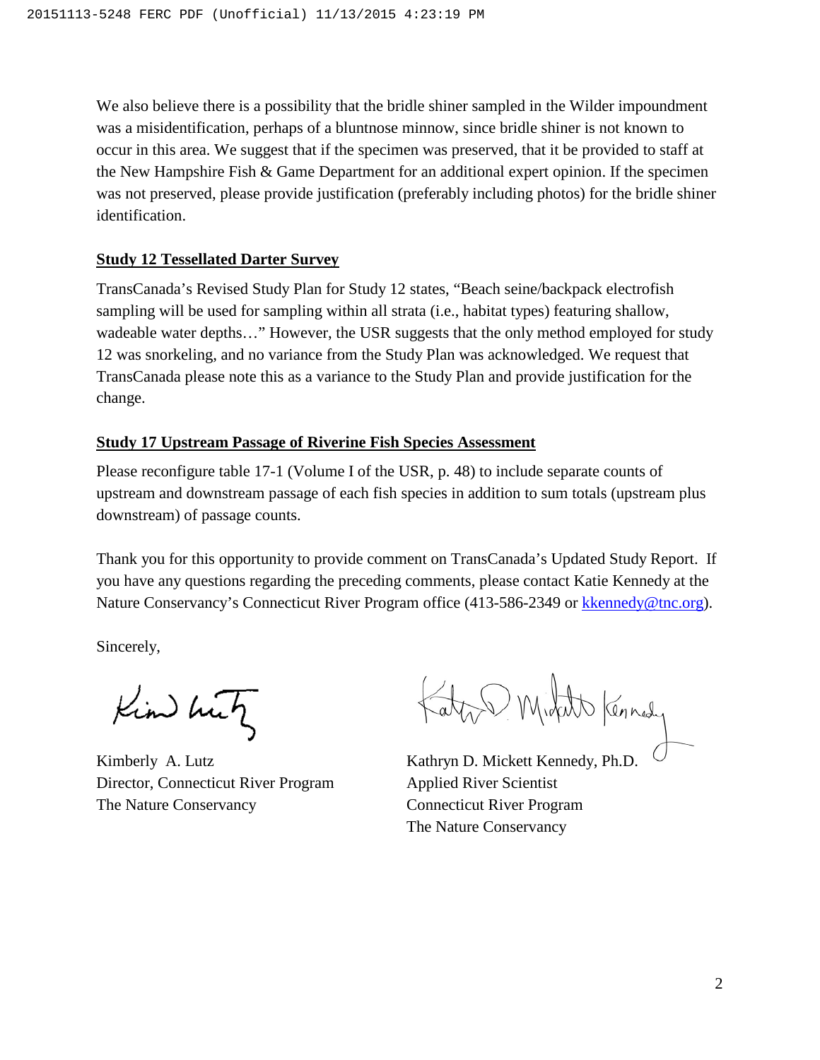We also believe there is a possibility that the bridle shiner sampled in the Wilder impoundment was a misidentification, perhaps of a bluntnose minnow, since bridle shiner is not known to occur in this area. We suggest that if the specimen was preserved, that it be provided to staff at the New Hampshire Fish & Game Department for an additional expert opinion. If the specimen was not preserved, please provide justification (preferably including photos) for the bridle shiner identification.

**Study 12 Tessellated Darter Survey**

TransCanada's Revised Study Plan for Study 12 states, "Beach seine/backpack electrofish sampling will be used for sampling within all strata (i.e., habitat types) featuring shallow, wadeable water depths…" However, the USR suggests that the only method employed for study 12 was snorkeling, and no variance from the Study Plan was acknowledged. We request that TransCanada please note this as a variance to the Study Plan and provide justification for the change.

**Study 17 Upstream Passage of Riverine Fish Species Assessment**

Please reconfigure table 17-1 (Volume I of the USR, p. 48) to include separate counts of upstream and downstream passage of each fish species in addition to sum totals (upstream plus downstream) of passage counts.

Thank you for this opportunity to provide comment on TransCanada's Updated Study Report. If you have any questions regarding the preceding comments, please contact Katie Kennedy at the Nature Conservancy's Connecticut River Program office (413-586-2349 or kkennedy@tnc.org).

Sincerely,

Kimberly A. Lutz
Director, Connecticut River Program
The Nature Conservancy

Kathryn D. Mickett Kennedy, Ph.D.
Applied River Scientist
Connecticut River Program
The Nature Conservancy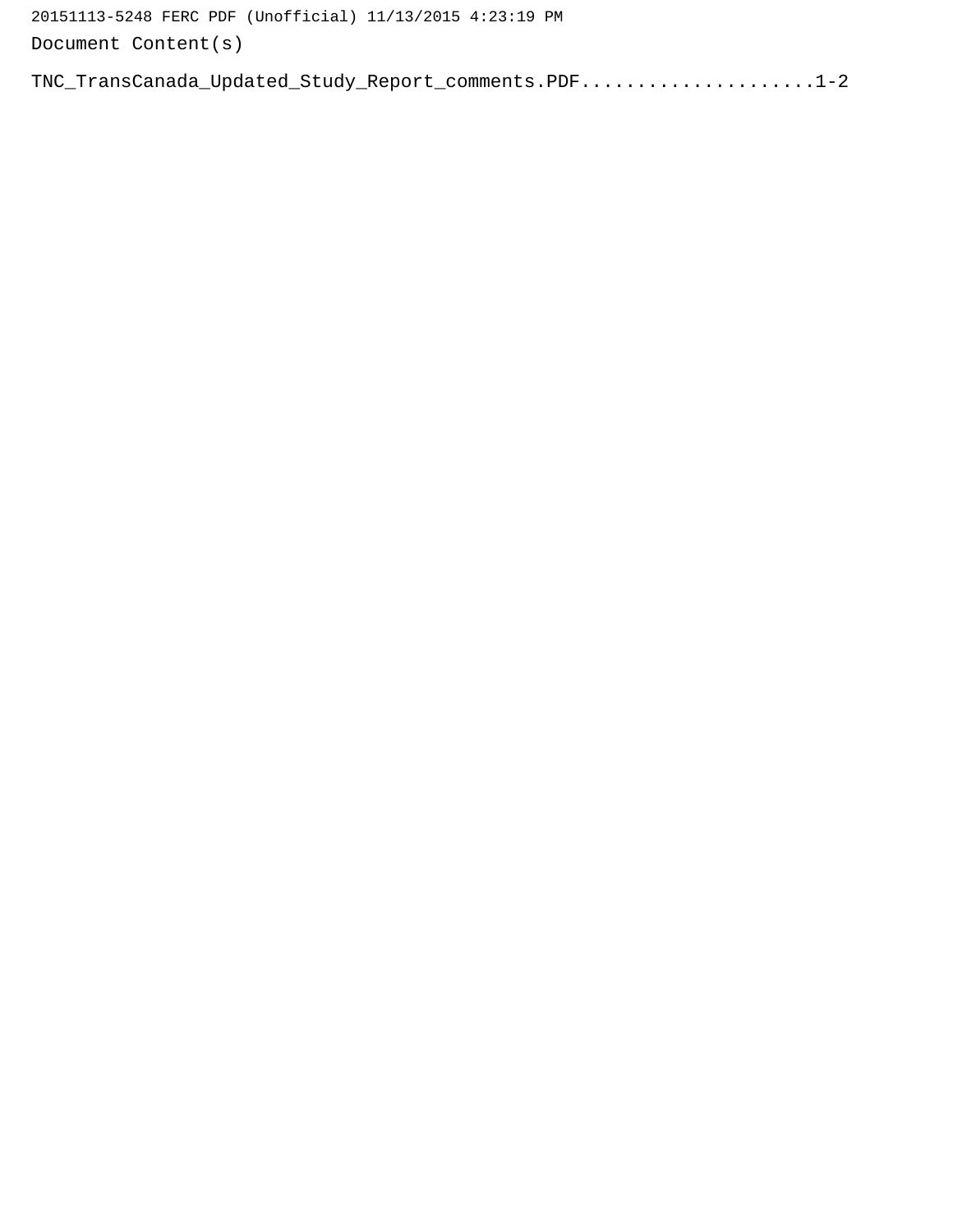Document Content(s)

TNC_TransCanada_Updated_Study_Report_comments.PDF.....................1-2